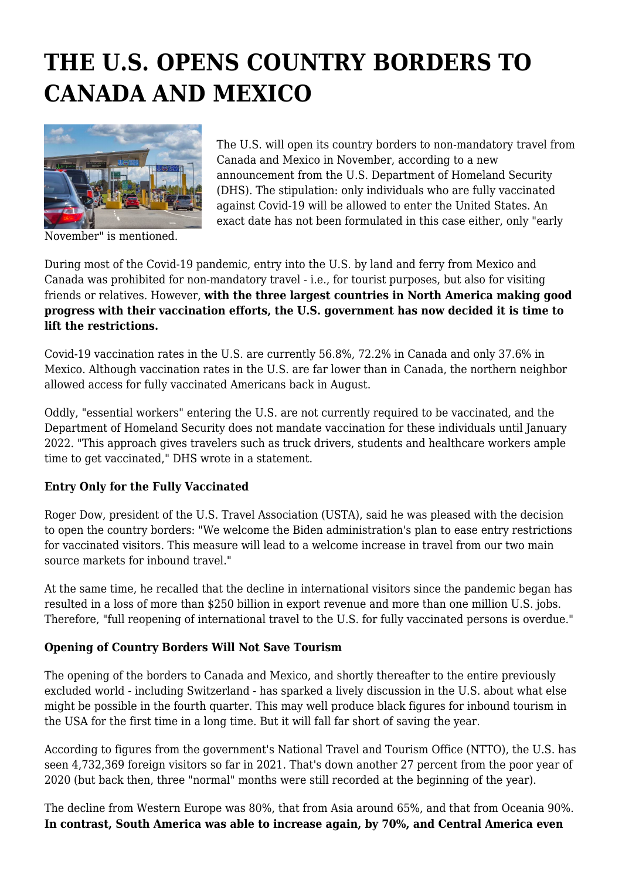# THE U.S. OPENS COUNTRY BORDERS TO CANADA AND MEXICO

The U.S. will open its country borders to non-mandatory travel from Canada and Mexico in November, according to a new announcement from the U.S. Department of Homeland Security (DHS). The stipulation: only individuals who are fully vaccinated against Covid-19 will be allowed to enter the United States. An exact date has not been formulated in this case either, only "early November" is mentioned.

During most of the Covid-19 pandemic, entry into the U.S. by land and ferry from Mexico and Canada was prohibited for non-mandatory travel - i.e., for tourist purposes, but also for visiting friends or relatives. However, **with the three largest countries in North America making good progress with their vaccination efforts, the U.S. government has now decided it is time to lift the restrictions.**

Covid-19 vaccination rates in the U.S. are currently 56.8%, 72.2% in Canada and only 37.6% in Mexico. Although vaccination rates in the U.S. are far lower than in Canada, the northern neighbor allowed access for fully vaccinated Americans back in August.

Oddly, "essential workers" entering the U.S. are not currently required to be vaccinated, and the Department of Homeland Security does not mandate vaccination for these individuals until January 2022. "This approach gives travelers such as truck drivers, students and healthcare workers ample time to get vaccinated," DHS wrote in a statement.

### Entry Only for the Fully Vaccinated

Roger Dow, president of the U.S. Travel Association (USTA), said he was pleased with the decision to open the country borders: "We welcome the Biden administration's plan to ease entry restrictions for vaccinated visitors. This measure will lead to a welcome increase in travel from our two main source markets for inbound travel."

At the same time, he recalled that the decline in international visitors since the pandemic began has resulted in a loss of more than $250 billion in export revenue and more than one million U.S. jobs. Therefore, "full reopening of international travel to the U.S. for fully vaccinated persons is overdue."

### Opening of Country Borders Will Not Save Tourism

The opening of the borders to Canada and Mexico, and shortly thereafter to the entire previously excluded world - including Switzerland - has sparked a lively discussion in the U.S. about what else might be possible in the fourth quarter. This may well produce black figures for inbound tourism in the USA for the first time in a long time. But it will fall far short of saving the year.

According to figures from the government's National Travel and Tourism Office (NTTO), the U.S. has seen 4,732,369 foreign visitors so far in 2021. That's down another 27 percent from the poor year of 2020 (but back then, three "normal" months were still recorded at the beginning of the year).

The decline from Western Europe was 80%, that from Asia around 65%, and that from Oceania 90%. **In contrast, South America was able to increase again, by 70%, and Central America even**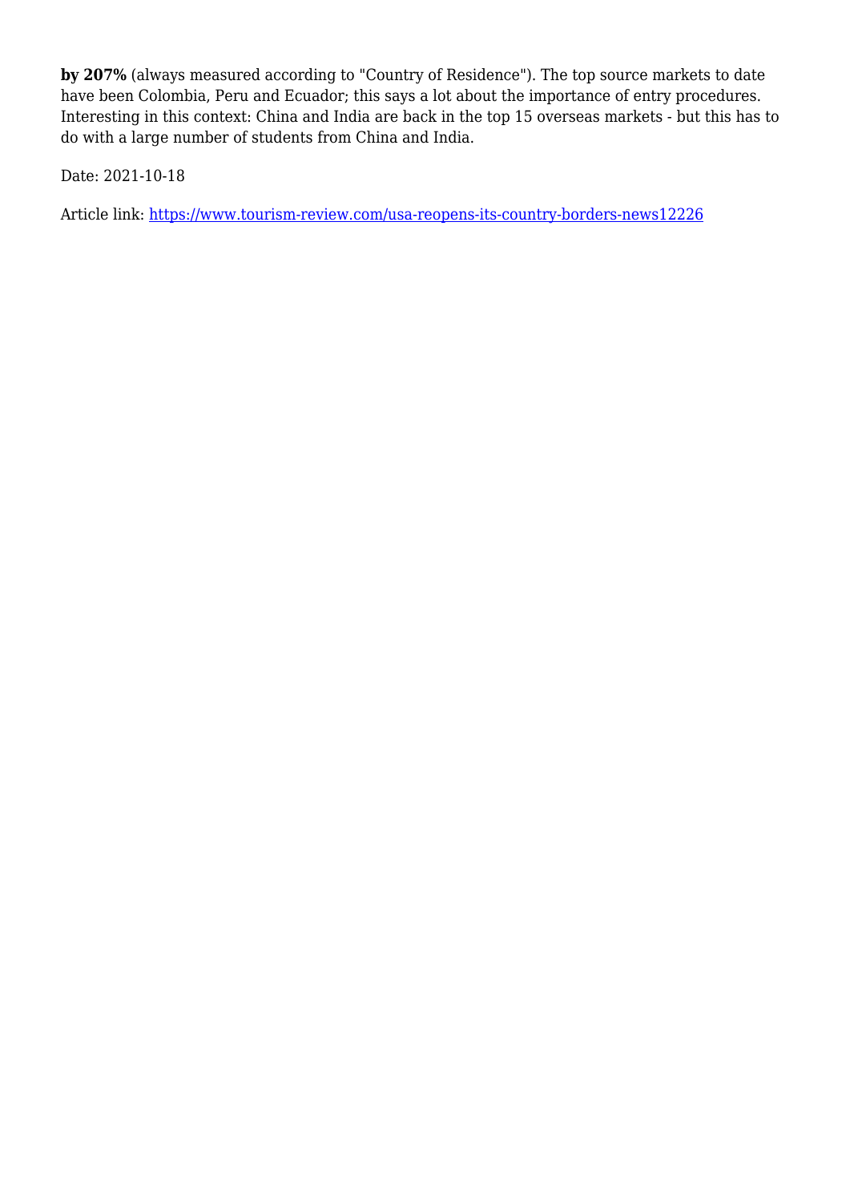**by 207%** (always measured according to "Country of Residence"). The top source markets to date have been Colombia, Peru and Ecuador; this says a lot about the importance of entry procedures. Interesting in this context: China and India are back in the top 15 overseas markets - but this has to do with a large number of students from China and India.

Date: 2021-10-18

Article link: https://www.tourism-review.com/usa-reopens-its-country-borders-news12226